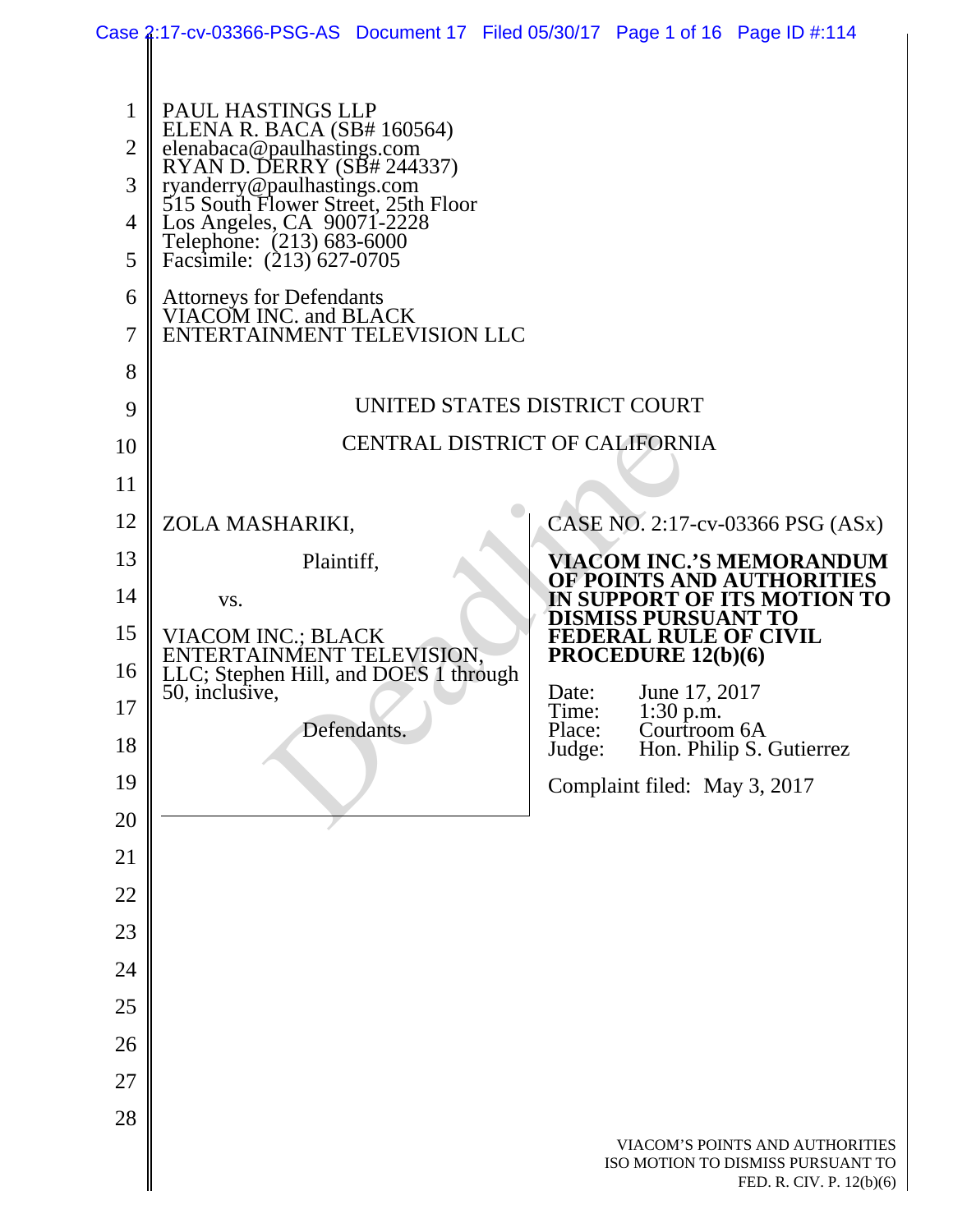PAUL HASTINGS LLP
ELENA R. BACA (SB# 160564)
elenabaca@paulhastings.com
RYAN D. DERRY (SB# 244337)
ryanderry@paulhastings.com
515 South Flower Street, 25th Floor
Los Angeles, CA 90071-2228
Telephone: (213) 683-6000
Facsimile: (213) 627-0705

Attorneys for Defendants
VIACOM INC. and BLACK
ENTERTAINMENT TELEVISION LLC

UNITED STATES DISTRICT COURT

CENTRAL DISTRICT OF CALIFORNIA

ZOLA MASHARIKI,

Plaintiff,

vs.

VIACOM INC.; BLACK ENTERTAINMENT TELEVISION, LLC; Stephen Hill, and DOES 1 through 50, inclusive,

Defendants.

CASE NO. 2:17-cv-03366 PSG (ASx)

**VIACOM INC.'S MEMORANDUM OF POINTS AND AUTHORITIES IN SUPPORT OF ITS MOTION TO DISMISS PURSUANT TO FEDERAL RULE OF CIVIL PROCEDURE 12(b)(6)**

Date: June 17, 2017
Time: 1:30 p.m.
Place: Courtroom 6A
Judge: Hon. Philip S. Gutierrez

Complaint filed: May 3, 2017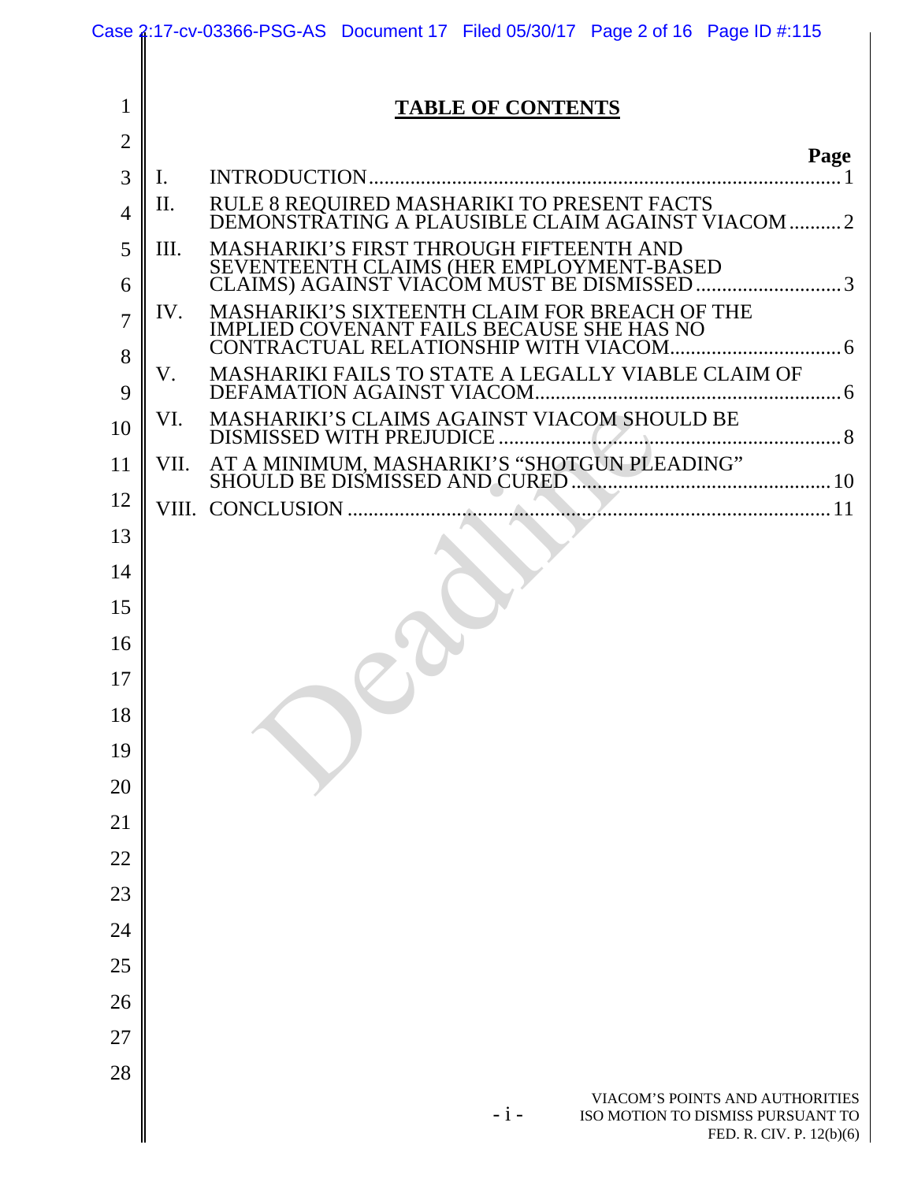## TABLE OF CONTENTS

| | | Page |
|---|---|---|
| I. | INTRODUCTION | 1 |
| II. | RULE 8 REQUIRED MASHARIKI TO PRESENT FACTS DEMONSTRATING A PLAUSIBLE CLAIM AGAINST VIACOM | 2 |
| III. | MASHARIKI'S FIRST THROUGH FIFTEENTH AND SEVENTEENTH CLAIMS (HER EMPLOYMENT-BASED CLAIMS) AGAINST VIACOM MUST BE DISMISSED | 3 |
| IV. | MASHARIKI'S SIXTEENTH CLAIM FOR BREACH OF THE IMPLIED COVENANT FAILS BECAUSE SHE HAS NO CONTRACTUAL RELATIONSHIP WITH VIACOM | 6 |
| V. | MASHARIKI FAILS TO STATE A LEGALLY VIABLE CLAIM OF DEFAMATION AGAINST VIACOM | 6 |
| VI. | MASHARIKI'S CLAIMS AGAINST VIACOM SHOULD BE DISMISSED WITH PREJUDICE | 8 |
| VII. | AT A MINIMUM, MASHARIKI'S "SHOTGUN PLEADING" SHOULD BE DISMISSED AND CURED | 10 |
| VIII. | CONCLUSION | 11 |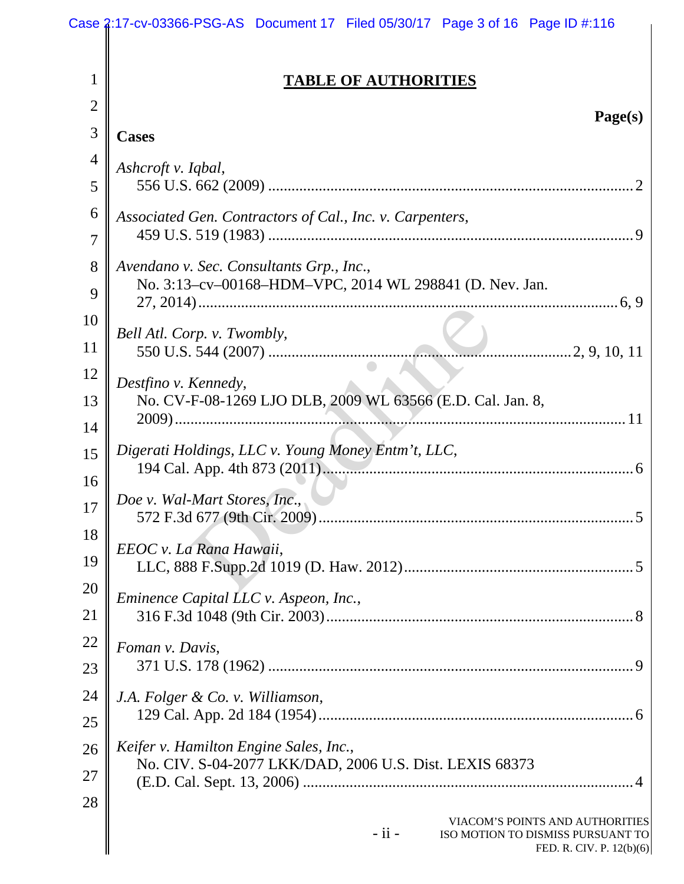## TABLE OF AUTHORITIES

**Page(s)**

**Cases**

*Ashcroft v. Iqbal*,
556 U.S. 662 (2009) .............................................................................................. 2

*Associated Gen. Contractors of Cal., Inc. v. Carpenters*,
459 U.S. 519 (1983) .............................................................................................. 9

*Avendano v. Sec. Consultants Grp., Inc.*,
No. 3:13–cv–00168–HDM–VPC, 2014 WL 298841 (D. Nev. Jan. 27, 2014) ........................................................................................................... 6, 9

*Bell Atl. Corp. v. Twombly*,
550 U.S. 544 (2007) ............................................................................ 2, 9, 10, 11

*Destfino v. Kennedy*,
No. CV-F-08-1269 LJO DLB, 2009 WL 63566 (E.D. Cal. Jan. 8, 2009) ................................................................................................................. 11

*Digerati Holdings, LLC v. Young Money Entm't, LLC*,
194 Cal. App. 4th 873 (2011) ................................................................................ 6

*Doe v. Wal-Mart Stores, Inc.*,
572 F.3d 677 (9th Cir. 2009) ................................................................................. 5

*EEOC v. La Rana Hawaii*,
LLC, 888 F.Supp.2d 1019 (D. Haw. 2012) ........................................................... 5

*Eminence Capital LLC v. Aspeon, Inc.*,
316 F.3d 1048 (9th Cir. 2003) ............................................................................... 8

*Foman v. Davis*,
371 U.S. 178 (1962) .............................................................................................. 9

*J.A. Folger & Co. v. Williamson*,
129 Cal. App. 2d 184 (1954) ................................................................................. 6

*Keifer v. Hamilton Engine Sales, Inc.*,
No. CIV. S-04-2077 LKK/DAD, 2006 U.S. Dist. LEXIS 68373 (E.D. Cal. Sept. 13, 2006) .................................................................................... 4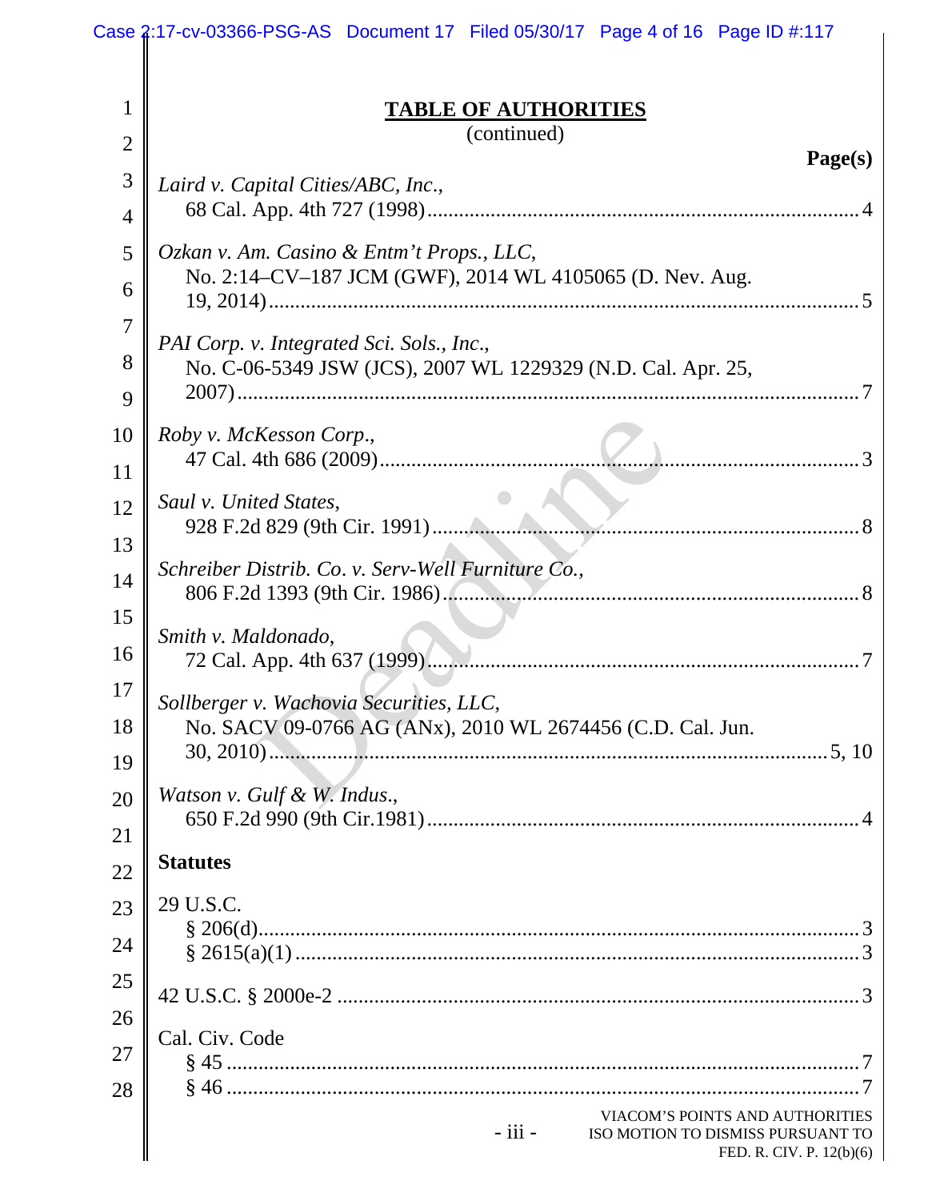## TABLE OF AUTHORITIES
(continued)

**Page(s)**

*Laird v. Capital Cities/ABC, Inc.*,
68 Cal. App. 4th 727 (1998) .................................................................................. 4

*Ozkan v. Am. Casino & Entm't Props., LLC*,
No. 2:14–CV–187 JCM (GWF), 2014 WL 4105065 (D. Nev. Aug. 19, 2014) .................................................................................................................. 5

*PAI Corp. v. Integrated Sci. Sols., Inc.*,
No. C-06-5349 JSW (JCS), 2007 WL 1229329 (N.D. Cal. Apr. 25, 2007) ....................................................................................................................... 7

*Roby v. McKesson Corp.*,
47 Cal. 4th 686 (2009) ............................................................................................ 3

*Saul v. United States*,
928 F.2d 829 (9th Cir. 1991) ................................................................................... 8

*Schreiber Distrib. Co. v. Serv-Well Furniture Co.*,
806 F.2d 1393 (9th Cir. 1986) ................................................................................. 8

*Smith v. Maldonado*,
72 Cal. App. 4th 637 (1999) .................................................................................... 7

*Sollberger v. Wachovia Securities, LLC*,
No. SACV 09-0766 AG (ANx), 2010 WL 2674456 (C.D. Cal. Jun. 30, 2010) ..................................................................................................................... 5, 10

*Watson v. Gulf & W. Indus.*,
650 F.2d 990 (9th Cir.1981) .................................................................................... 4

**Statutes**

29 U.S.C.
§ 206(d) ..................................................................................................................... 3
§ 2615(a)(1) ............................................................................................................... 3

42 U.S.C. § 2000e-2 ................................................................................................... 3

Cal. Civ. Code
§ 45 ........................................................................................................................... 7
§ 46 ........................................................................................................................... 7

VIACOM'S POINTS AND AUTHORITIES ISO MOTION TO DISMISS PURSUANT TO FED. R. CIV. P. 12(b)(6)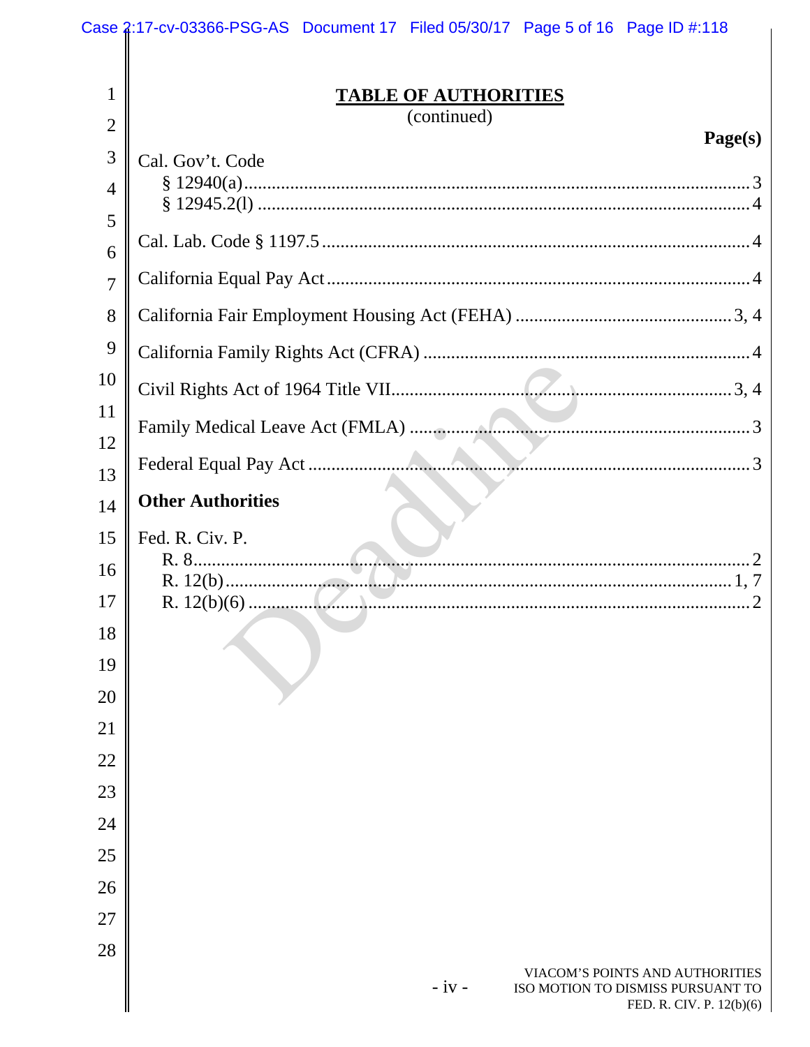## TABLE OF AUTHORITIES
(continued)

**Page(s)**

Cal. Gov't. Code
- § 12940(a) .......... 3
- § 12945.2(l) .......... 4

Cal. Lab. Code § 1197.5 .......... 4

California Equal Pay Act .......... 4

California Fair Employment Housing Act (FEHA) .......... 3, 4

California Family Rights Act (CFRA) .......... 4

Civil Rights Act of 1964 Title VII .......... 3, 4

Family Medical Leave Act (FMLA) .......... 3

Federal Equal Pay Act .......... 3

**Other Authorities**

Fed. R. Civ. P.
- R. 8 .......... 2
- R. 12(b) .......... 1, 7
- R. 12(b)(6) .......... 2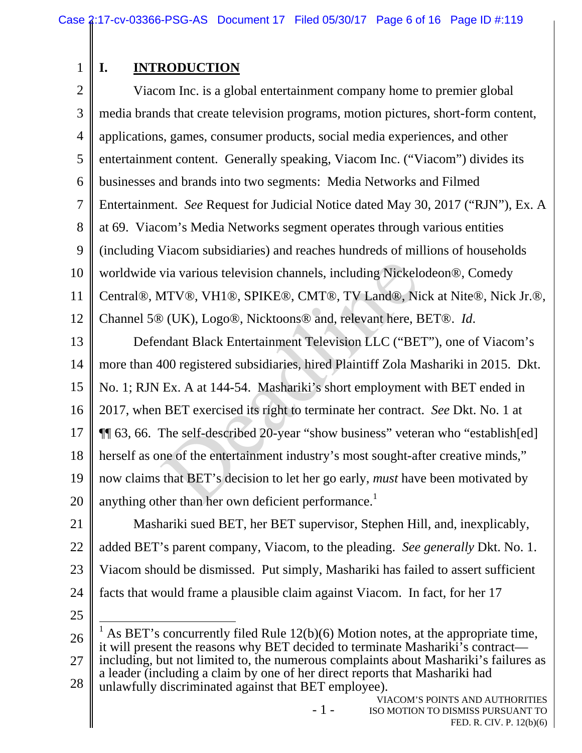# I. INTRODUCTION

Viacom Inc. is a global entertainment company home to premier global media brands that create television programs, motion pictures, short-form content, applications, games, consumer products, social media experiences, and other entertainment content. Generally speaking, Viacom Inc. ("Viacom") divides its businesses and brands into two segments: Media Networks and Filmed Entertainment. *See* Request for Judicial Notice dated May 30, 2017 ("RJN"), Ex. A at 69. Viacom's Media Networks segment operates through various entities (including Viacom subsidiaries) and reaches hundreds of millions of households worldwide via various television channels, including Nickelodeon®, Comedy Central®, MTV®, VH1®, SPIKE®, CMT®, TV Land®, Nick at Nite®, Nick Jr.®, Channel 5® (UK), Logo®, Nicktoons® and, relevant here, BET®. *Id.*

Defendant Black Entertainment Television LLC ("BET"), one of Viacom's more than 400 registered subsidiaries, hired Plaintiff Zola Mashariki in 2015. Dkt. No. 1; RJN Ex. A at 144-54. Mashariki's short employment with BET ended in 2017, when BET exercised its right to terminate her contract. *See* Dkt. No. 1 at ¶¶ 63, 66. The self-described 20-year "show business" veteran who "establish[ed] herself as one of the entertainment industry's most sought-after creative minds," now claims that BET's decision to let her go early, *must* have been motivated by anything other than her own deficient performance.[1]

Mashariki sued BET, her BET supervisor, Stephen Hill, and, inexplicably, added BET's parent company, Viacom, to the pleading. *See generally* Dkt. No. 1. Viacom should be dismissed. Put simply, Mashariki has failed to assert sufficient facts that would frame a plausible claim against Viacom. In fact, for her 17

---

[1] As BET's concurrently filed Rule 12(b)(6) Motion notes, at the appropriate time, it will present the reasons why BET decided to terminate Mashariki's contract—including, but not limited to, the numerous complaints about Mashariki's failures as a leader (including a claim by one of her direct reports that Mashariki had unlawfully discriminated against that BET employee).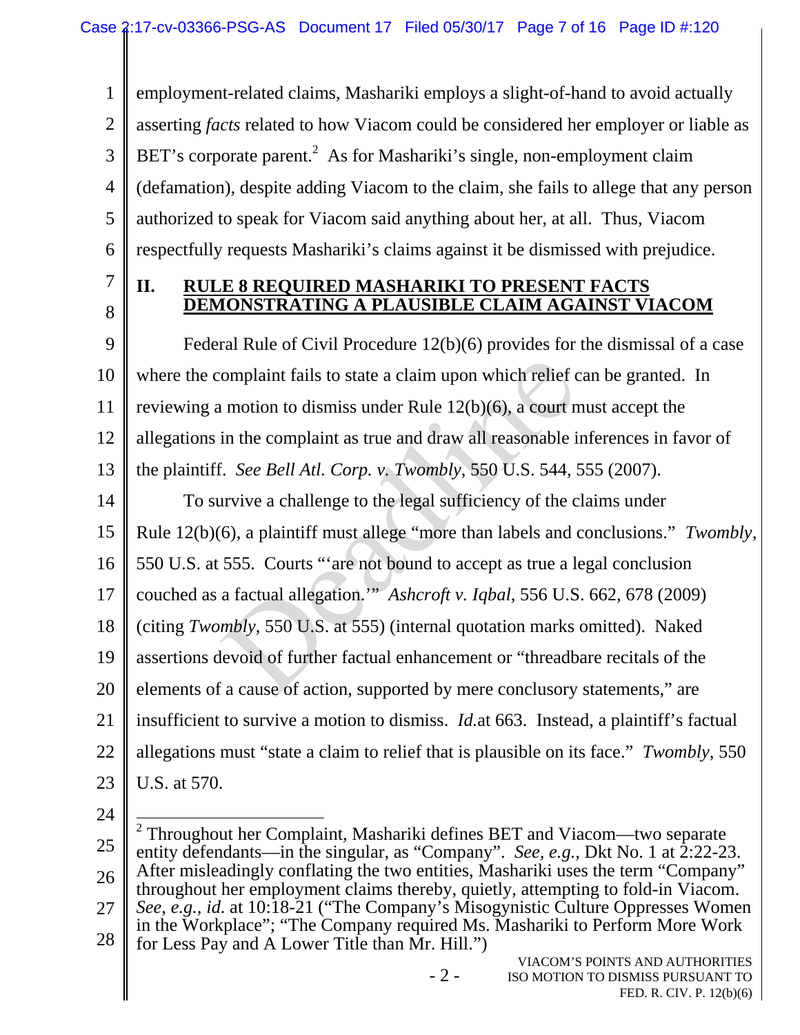employment-related claims, Mashariki employs a slight-of-hand to avoid actually asserting *facts* related to how Viacom could be considered her employer or liable as BET's corporate parent.[2] As for Mashariki's single, non-employment claim (defamation), despite adding Viacom to the claim, she fails to allege that any person authorized to speak for Viacom said anything about her, at all. Thus, Viacom respectfully requests Mashariki's claims against it be dismissed with prejudice.

## II. RULE 8 REQUIRED MASHARIKI TO PRESENT FACTS DEMONSTRATING A PLAUSIBLE CLAIM AGAINST VIACOM

Federal Rule of Civil Procedure 12(b)(6) provides for the dismissal of a case where the complaint fails to state a claim upon which relief can be granted. In reviewing a motion to dismiss under Rule 12(b)(6), a court must accept the allegations in the complaint as true and draw all reasonable inferences in favor of the plaintiff. *See Bell Atl. Corp. v. Twombly*, 550 U.S. 544, 555 (2007).

To survive a challenge to the legal sufficiency of the claims under Rule 12(b)(6), a plaintiff must allege "more than labels and conclusions." *Twombly*, 550 U.S. at 555. Courts "'are not bound to accept as true a legal conclusion couched as a factual allegation.'" *Ashcroft v. Iqbal*, 556 U.S. 662, 678 (2009) (citing *Twombly*, 550 U.S. at 555) (internal quotation marks omitted). Naked assertions devoid of further factual enhancement or "threadbare recitals of the elements of a cause of action, supported by mere conclusory statements," are insufficient to survive a motion to dismiss. *Id.*at 663. Instead, a plaintiff's factual allegations must "state a claim to relief that is plausible on its face." *Twombly*, 550 U.S. at 570.

---

[2] Throughout her Complaint, Mashariki defines BET and Viacom—two separate entity defendants—in the singular, as "Company". *See, e.g.,* Dkt No. 1 at 2:22-23. After misleadingly conflating the two entities, Mashariki uses the term "Company" throughout her employment claims thereby, quietly, attempting to fold-in Viacom. *See, e.g., id.* at 10:18-21 ("The Company's Misogynistic Culture Oppresses Women in the Workplace"; "The Company required Ms. Mashariki to Perform More Work for Less Pay and A Lower Title than Mr. Hill.")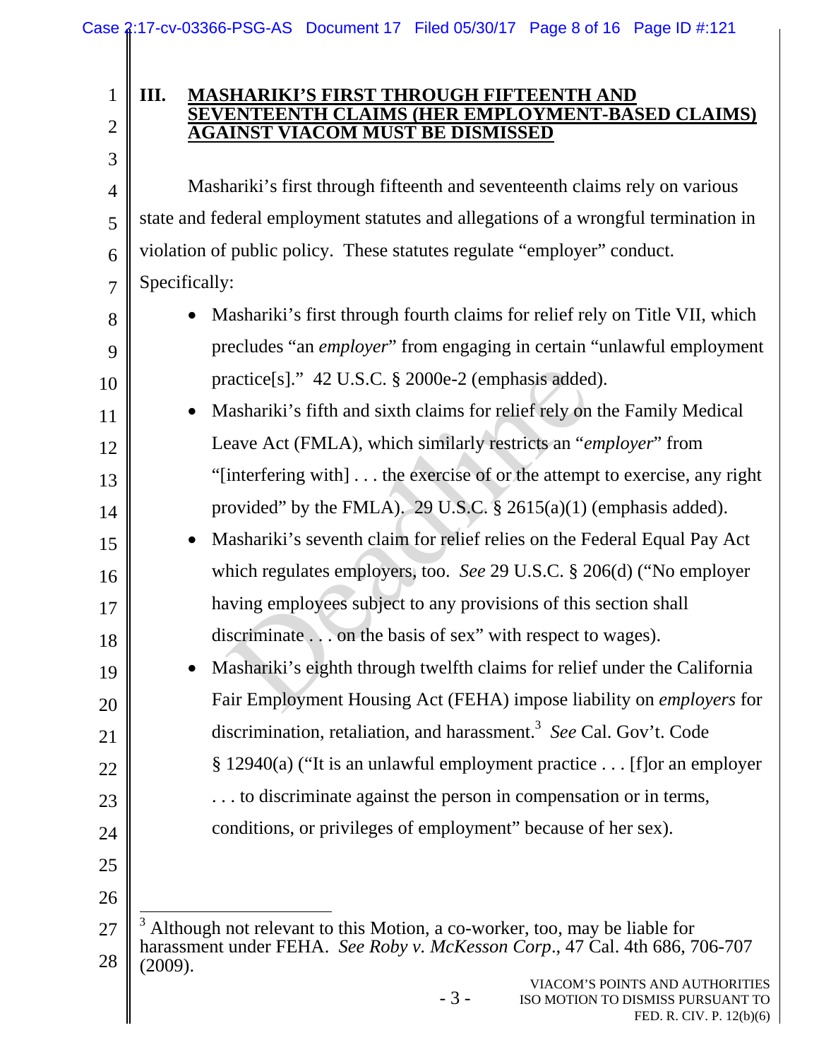## III. MASHARIKI'S FIRST THROUGH FIFTEENTH AND SEVENTEENTH CLAIMS (HER EMPLOYMENT-BASED CLAIMS) AGAINST VIACOM MUST BE DISMISSED

Mashariki's first through fifteenth and seventeenth claims rely on various state and federal employment statutes and allegations of a wrongful termination in violation of public policy. These statutes regulate "employer" conduct. Specifically:

- Mashariki's first through fourth claims for relief rely on Title VII, which precludes "an *employer*" from engaging in certain "unlawful employment practice[s]." 42 U.S.C. § 2000e-2 (emphasis added).
- Mashariki's fifth and sixth claims for relief rely on the Family Medical Leave Act (FMLA), which similarly restricts an "*employer*" from "[interfering with] . . . the exercise of or the attempt to exercise, any right provided" by the FMLA). 29 U.S.C. § 2615(a)(1) (emphasis added).
- Mashariki's seventh claim for relief relies on the Federal Equal Pay Act which regulates employers, too. *See* 29 U.S.C. § 206(d) ("No employer having employees subject to any provisions of this section shall discriminate . . . on the basis of sex" with respect to wages).
- Mashariki's eighth through twelfth claims for relief under the California Fair Employment Housing Act (FEHA) impose liability on *employers* for discrimination, retaliation, and harassment.[3] *See* Cal. Gov't. Code § 12940(a) ("It is an unlawful employment practice . . . [f]or an employer . . . to discriminate against the person in compensation or in terms, conditions, or privileges of employment" because of her sex).

---

[3] Although not relevant to this Motion, a co-worker, too, may be liable for harassment under FEHA. *See Roby v. McKesson Corp.*, 47 Cal. 4th 686, 706-707 (2009).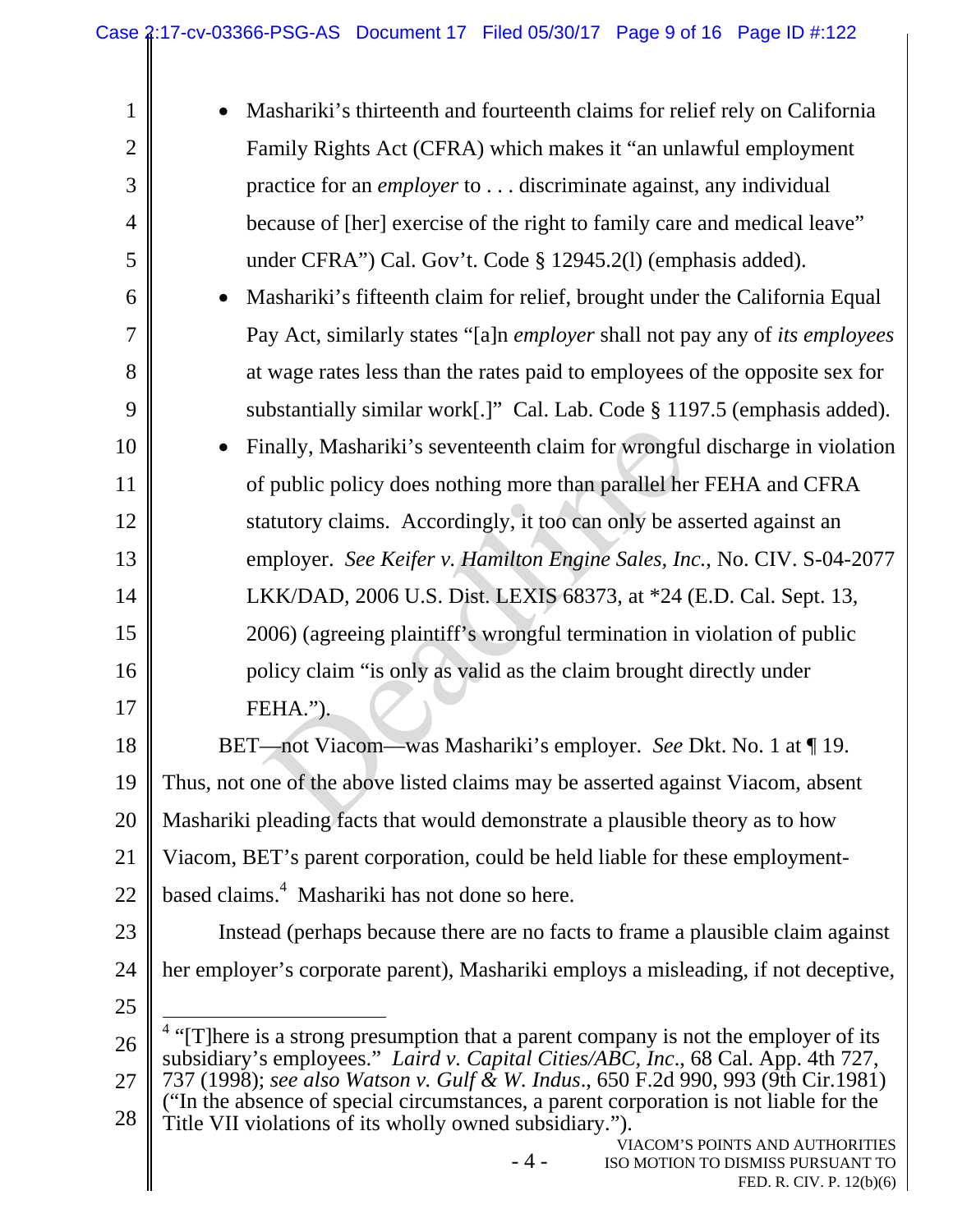- Mashariki's thirteenth and fourteenth claims for relief rely on California Family Rights Act (CFRA) which makes it "an unlawful employment practice for an *employer* to . . . discriminate against, any individual because of [her] exercise of the right to family care and medical leave" under CFRA") Cal. Gov't. Code § 12945.2(l) (emphasis added).
- Mashariki's fifteenth claim for relief, brought under the California Equal Pay Act, similarly states "[a]n *employer* shall not pay any of *its employees* at wage rates less than the rates paid to employees of the opposite sex for substantially similar work[.]" Cal. Lab. Code § 1197.5 (emphasis added).
- Finally, Mashariki's seventeenth claim for wrongful discharge in violation of public policy does nothing more than parallel her FEHA and CFRA statutory claims. Accordingly, it too can only be asserted against an employer. *See Keifer v. Hamilton Engine Sales, Inc.*, No. CIV. S-04-2077 LKK/DAD, 2006 U.S. Dist. LEXIS 68373, at *24 (E.D. Cal. Sept. 13, 2006) (agreeing plaintiff's wrongful termination in violation of public policy claim "is only as valid as the claim brought directly under FEHA.").

BET—not Viacom—was Mashariki's employer. *See* Dkt. No. 1 at ¶ 19. Thus, not one of the above listed claims may be asserted against Viacom, absent Mashariki pleading facts that would demonstrate a plausible theory as to how Viacom, BET's parent corporation, could be held liable for these employment-based claims.[4] Mashariki has not done so here.

Instead (perhaps because there are no facts to frame a plausible claim against her employer's corporate parent), Mashariki employs a misleading, if not deceptive,

---

[4] "[T]here is a strong presumption that a parent company is not the employer of its subsidiary's employees." *Laird v. Capital Cities/ABC, Inc*., 68 Cal. App. 4th 727, 737 (1998); *see also Watson v. Gulf & W. Indus*., 650 F.2d 990, 993 (9th Cir.1981) ("In the absence of special circumstances, a parent corporation is not liable for the Title VII violations of its wholly owned subsidiary.").

VIACOM'S POINTS AND AUTHORITIES ISO MOTION TO DISMISS PURSUANT TO FED. R. CIV. P. 12(b)(6)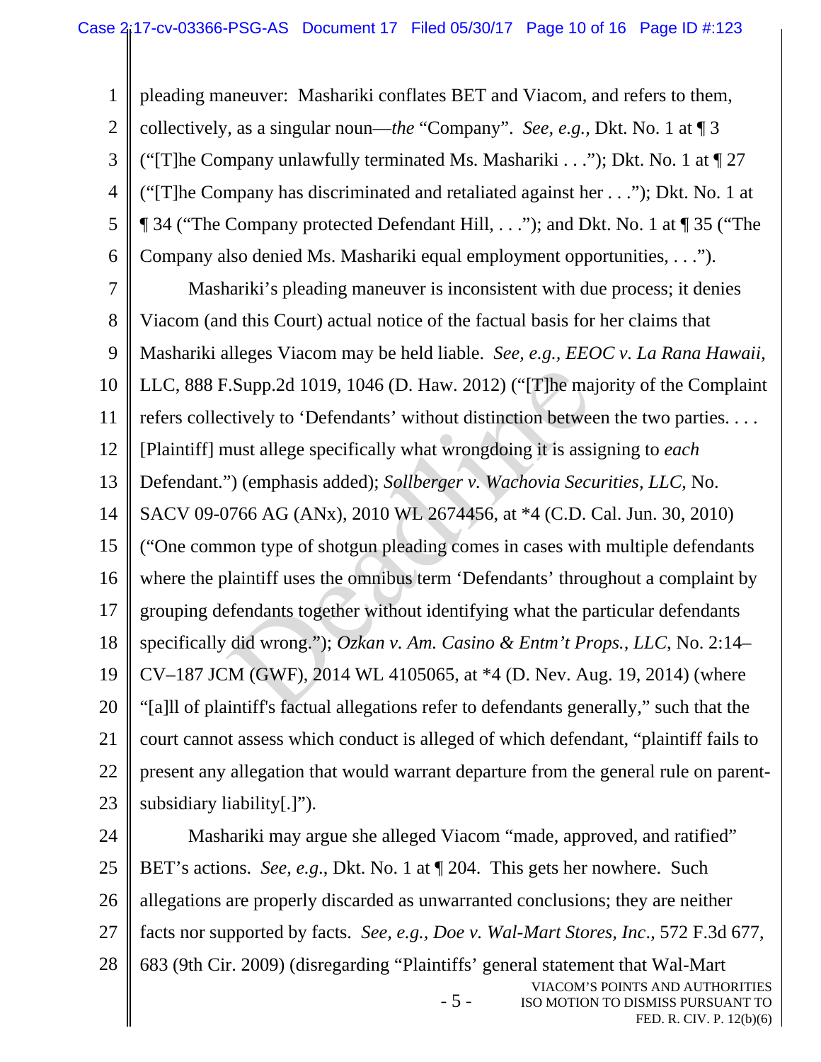pleading maneuver: Mashariki conflates BET and Viacom, and refers to them, collectively, as a singular noun—*the* "Company". *See, e.g.,* Dkt. No. 1 at ¶ 3 ("[T]he Company unlawfully terminated Ms. Mashariki . . ."); Dkt. No. 1 at ¶ 27 ("[T]he Company has discriminated and retaliated against her . . ."); Dkt. No. 1 at ¶ 34 ("The Company protected Defendant Hill, . . ."); and Dkt. No. 1 at ¶ 35 ("The Company also denied Ms. Mashariki equal employment opportunities, . . .").

Mashariki's pleading maneuver is inconsistent with due process; it denies Viacom (and this Court) actual notice of the factual basis for her claims that Mashariki alleges Viacom may be held liable. *See, e.g., EEOC v. La Rana Hawaii*, LLC, 888 F.Supp.2d 1019, 1046 (D. Haw. 2012) ("[T]he majority of the Complaint refers collectively to 'Defendants' without distinction between the two parties. . . . [Plaintiff] must allege specifically what wrongdoing it is assigning to *each* Defendant.") (emphasis added); *Sollberger v. Wachovia Securities, LLC*, No. SACV 09-0766 AG (ANx), 2010 WL 2674456, at *4 (C.D. Cal. Jun. 30, 2010) ("One common type of shotgun pleading comes in cases with multiple defendants where the plaintiff uses the omnibus term 'Defendants' throughout a complaint by grouping defendants together without identifying what the particular defendants specifically did wrong."); *Ozkan v. Am. Casino & Entm't Props., LLC*, No. 2:14–CV–187 JCM (GWF), 2014 WL 4105065, at *4 (D. Nev. Aug. 19, 2014) (where "[a]ll of plaintiff's factual allegations refer to defendants generally," such that the court cannot assess which conduct is alleged of which defendant, "plaintiff fails to present any allegation that would warrant departure from the general rule on parent-subsidiary liability[.]").

Mashariki may argue she alleged Viacom "made, approved, and ratified" BET's actions. *See, e.g.*, Dkt. No. 1 at ¶ 204. This gets her nowhere. Such allegations are properly discarded as unwarranted conclusions; they are neither facts nor supported by facts. *See, e.g., Doe v. Wal-Mart Stores, Inc.*, 572 F.3d 677, 683 (9th Cir. 2009) (disregarding "Plaintiffs' general statement that Wal-Mart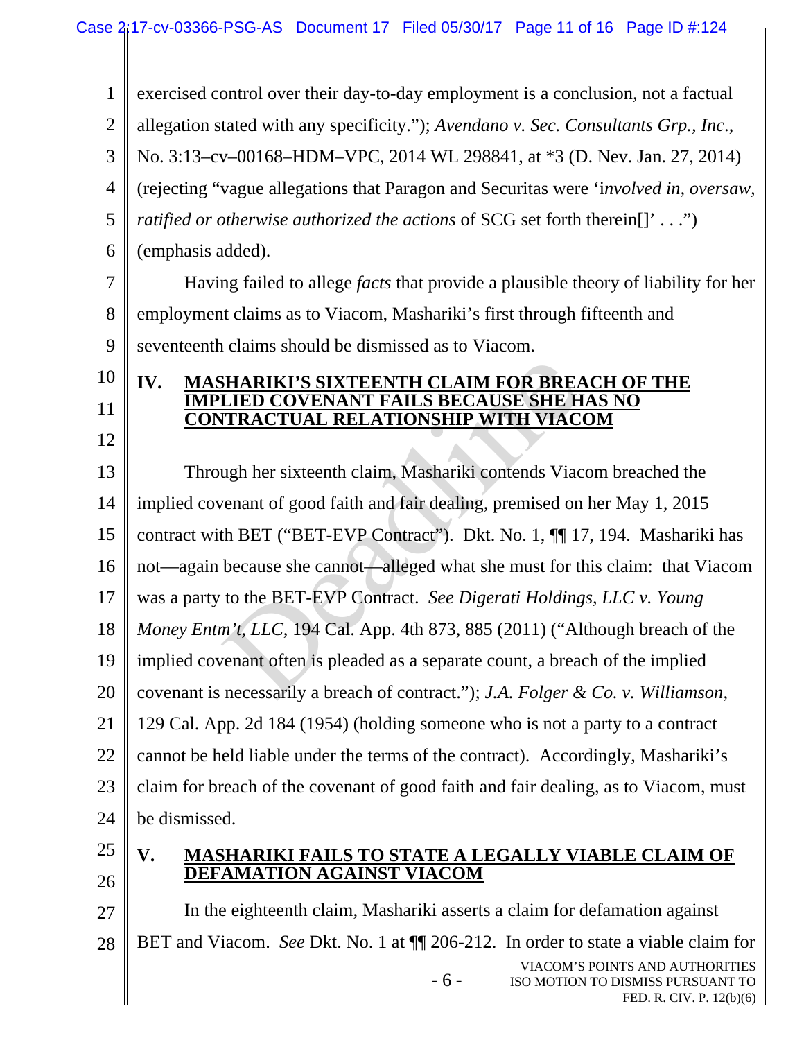exercised control over their day-to-day employment is a conclusion, not a factual allegation stated with any specificity."); *Avendano v. Sec. Consultants Grp., Inc*., No. 3:13–cv–00168–HDM–VPC, 2014 WL 298841, at *3 (D. Nev. Jan. 27, 2014) (rejecting "vague allegations that Paragon and Securitas were '*involved in, oversaw, ratified or otherwise authorized the actions* of SCG set forth therein[]' . . .") (emphasis added).

Having failed to allege *facts* that provide a plausible theory of liability for her employment claims as to Viacom, Mashariki's first through fifteenth and seventeenth claims should be dismissed as to Viacom.

## IV. MASHARIKI'S SIXTEENTH CLAIM FOR BREACH OF THE IMPLIED COVENANT FAILS BECAUSE SHE HAS NO CONTRACTUAL RELATIONSHIP WITH VIACOM

Through her sixteenth claim, Mashariki contends Viacom breached the implied covenant of good faith and fair dealing, premised on her May 1, 2015 contract with BET ("BET-EVP Contract"). Dkt. No. 1, ¶¶ 17, 194. Mashariki has not—again because she cannot—alleged what she must for this claim: that Viacom was a party to the BET-EVP Contract. *See Digerati Holdings, LLC v. Young Money Entm't, LLC*, 194 Cal. App. 4th 873, 885 (2011) ("Although breach of the implied covenant often is pleaded as a separate count, a breach of the implied covenant is necessarily a breach of contract."); *J.A. Folger & Co. v. Williamson*, 129 Cal. App. 2d 184 (1954) (holding someone who is not a party to a contract cannot be held liable under the terms of the contract). Accordingly, Mashariki's claim for breach of the covenant of good faith and fair dealing, as to Viacom, must be dismissed.

## V. MASHARIKI FAILS TO STATE A LEGALLY VIABLE CLAIM OF DEFAMATION AGAINST VIACOM

In the eighteenth claim, Mashariki asserts a claim for defamation against BET and Viacom. *See* Dkt. No. 1 at ¶¶ 206-212. In order to state a viable claim for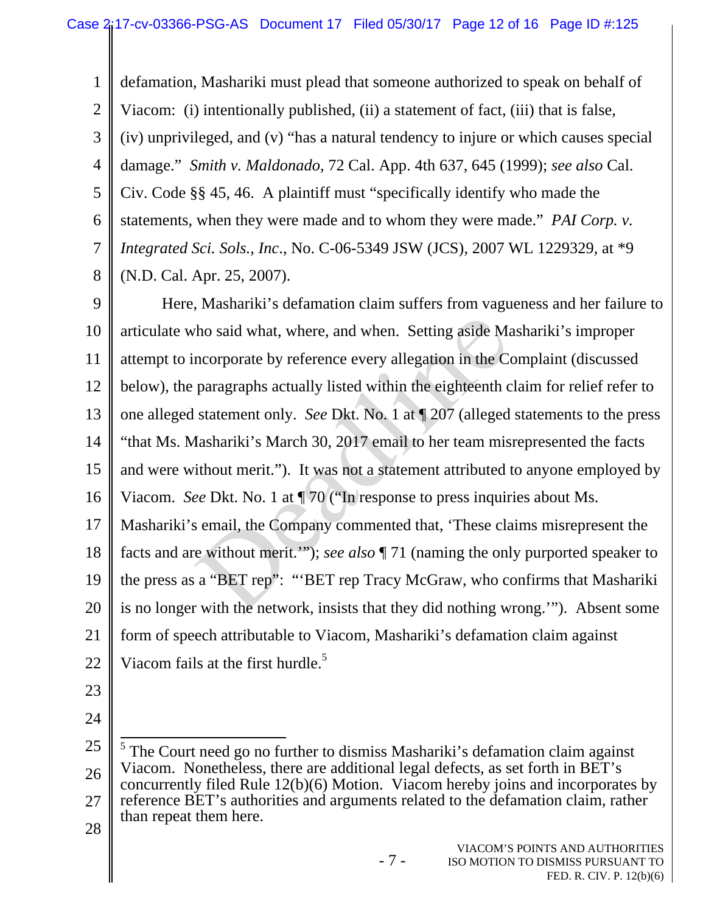defamation, Mashariki must plead that someone authorized to speak on behalf of Viacom: (i) intentionally published, (ii) a statement of fact, (iii) that is false, (iv) unprivileged, and (v) "has a natural tendency to injure or which causes special damage." *Smith v. Maldonado,* 72 Cal. App. 4th 637, 645 (1999); *see also* Cal. Civ. Code §§ 45, 46. A plaintiff must "specifically identify who made the statements, when they were made and to whom they were made." *PAI Corp. v. Integrated Sci. Sols., Inc*., No. C-06-5349 JSW (JCS), 2007 WL 1229329, at *9 (N.D. Cal. Apr. 25, 2007).

Here, Mashariki's defamation claim suffers from vagueness and her failure to articulate who said what, where, and when. Setting aside Mashariki's improper attempt to incorporate by reference every allegation in the Complaint (discussed below), the paragraphs actually listed within the eighteenth claim for relief refer to one alleged statement only. *See* Dkt. No. 1 at ¶ 207 (alleged statements to the press "that Ms. Mashariki's March 30, 2017 email to her team misrepresented the facts and were without merit."). It was not a statement attributed to anyone employed by Viacom. *See* Dkt. No. 1 at ¶ 70 ("In response to press inquiries about Ms. Mashariki's email, the Company commented that, 'These claims misrepresent the facts and are without merit.'"); *see also* ¶ 71 (naming the only purported speaker to the press as a "BET rep": "'BET rep Tracy McGraw, who confirms that Mashariki is no longer with the network, insists that they did nothing wrong.'"). Absent some form of speech attributable to Viacom, Mashariki's defamation claim against Viacom fails at the first hurdle.[5]

---

[5] The Court need go no further to dismiss Mashariki's defamation claim against Viacom. Nonetheless, there are additional legal defects, as set forth in BET's concurrently filed Rule 12(b)(6) Motion. Viacom hereby joins and incorporates by reference BET's authorities and arguments related to the defamation claim, rather than repeat them here.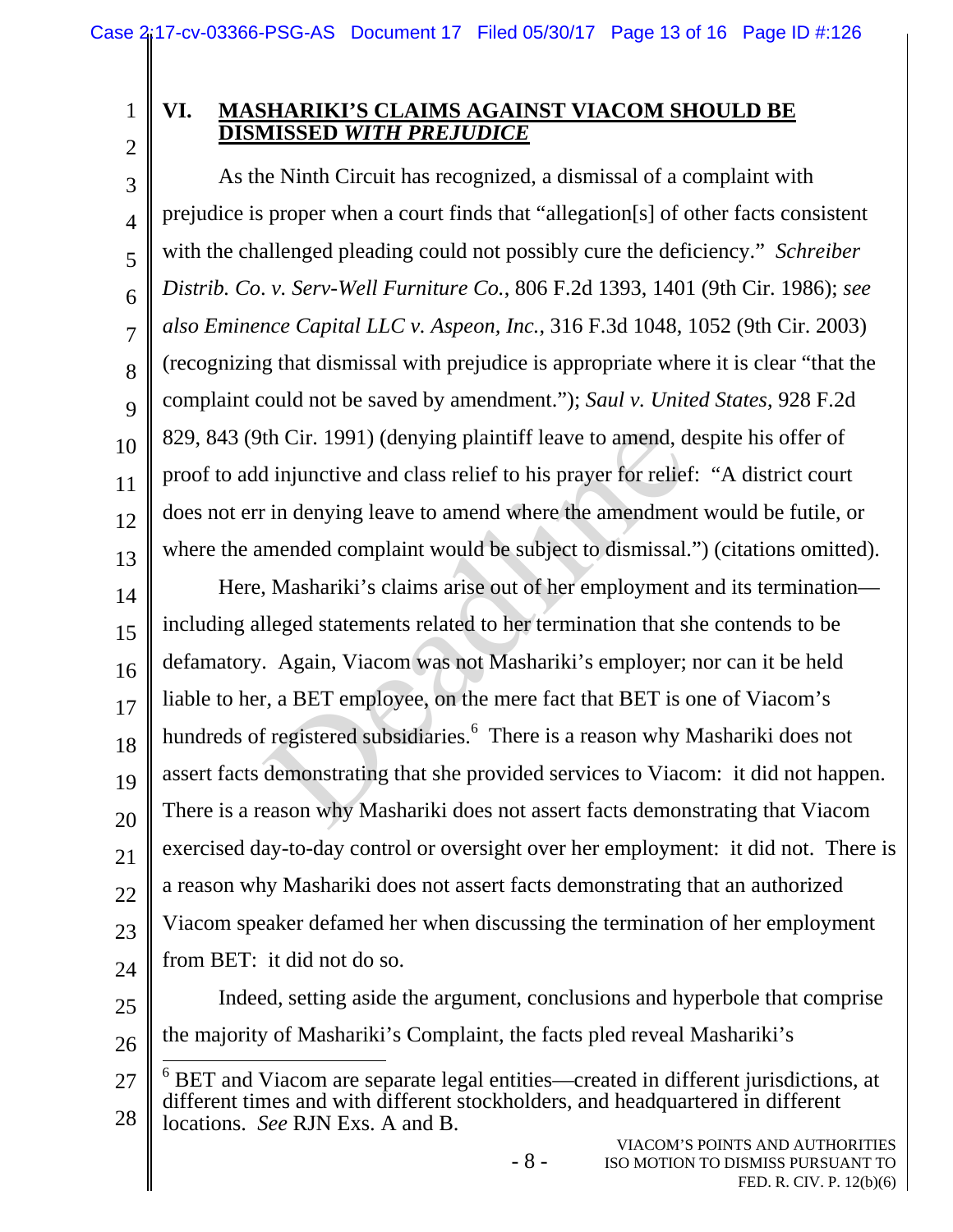## VI. MASHARIKI'S CLAIMS AGAINST VIACOM SHOULD BE DISMISSED *WITH PREJUDICE*

As the Ninth Circuit has recognized, a dismissal of a complaint with prejudice is proper when a court finds that "allegation[s] of other facts consistent with the challenged pleading could not possibly cure the deficiency." *Schreiber Distrib. Co. v. Serv-Well Furniture Co.*, 806 F.2d 1393, 1401 (9th Cir. 1986); *see also Eminence Capital LLC v. Aspeon, Inc.*, 316 F.3d 1048, 1052 (9th Cir. 2003) (recognizing that dismissal with prejudice is appropriate where it is clear "that the complaint could not be saved by amendment."); *Saul v. United States*, 928 F.2d 829, 843 (9th Cir. 1991) (denying plaintiff leave to amend, despite his offer of proof to add injunctive and class relief to his prayer for relief: "A district court does not err in denying leave to amend where the amendment would be futile, or where the amended complaint would be subject to dismissal.") (citations omitted).

Here, Mashariki's claims arise out of her employment and its termination—including alleged statements related to her termination that she contends to be defamatory. Again, Viacom was not Mashariki's employer; nor can it be held liable to her, a BET employee, on the mere fact that BET is one of Viacom's hundreds of registered subsidiaries.[6] There is a reason why Mashariki does not assert facts demonstrating that she provided services to Viacom: it did not happen. There is a reason why Mashariki does not assert facts demonstrating that Viacom exercised day-to-day control or oversight over her employment: it did not. There is a reason why Mashariki does not assert facts demonstrating that an authorized Viacom speaker defamed her when discussing the termination of her employment from BET: it did not do so.

Indeed, setting aside the argument, conclusions and hyperbole that comprise the majority of Mashariki's Complaint, the facts pled reveal Mashariki's

---

[6] BET and Viacom are separate legal entities—created in different jurisdictions, at different times and with different stockholders, and headquartered in different locations. *See* RJN Exs. A and B.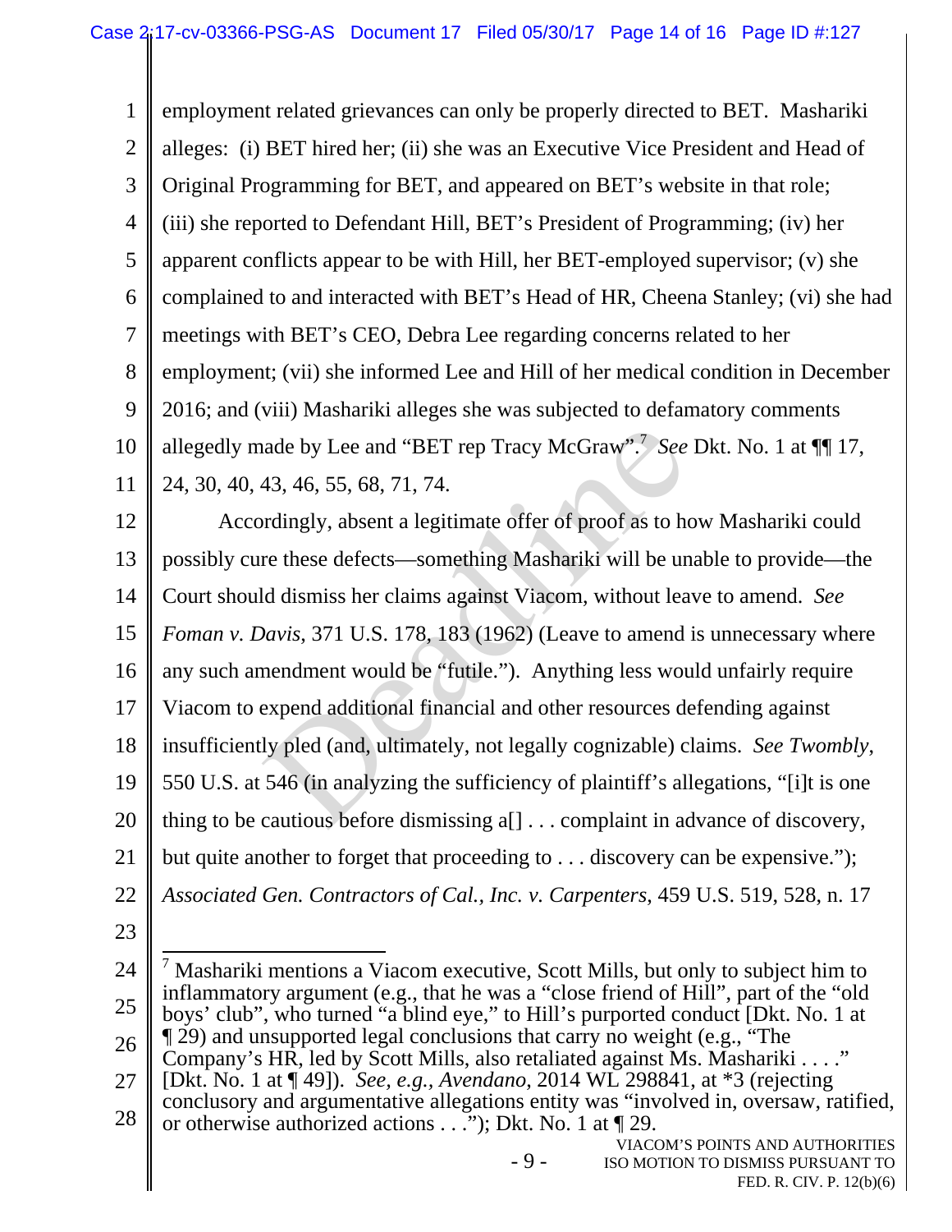employment related grievances can only be properly directed to BET. Mashariki alleges: (i) BET hired her; (ii) she was an Executive Vice President and Head of Original Programming for BET, and appeared on BET's website in that role; (iii) she reported to Defendant Hill, BET's President of Programming; (iv) her apparent conflicts appear to be with Hill, her BET-employed supervisor; (v) she complained to and interacted with BET's Head of HR, Cheena Stanley; (vi) she had meetings with BET's CEO, Debra Lee regarding concerns related to her employment; (vii) she informed Lee and Hill of her medical condition in December 2016; and (viii) Mashariki alleges she was subjected to defamatory comments allegedly made by Lee and "BET rep Tracy McGraw".[7] *See* Dkt. No. 1 at ¶¶ 17, 24, 30, 40, 43, 46, 55, 68, 71, 74.

Accordingly, absent a legitimate offer of proof as to how Mashariki could possibly cure these defects—something Mashariki will be unable to provide—the Court should dismiss her claims against Viacom, without leave to amend. *See Foman v. Davis*, 371 U.S. 178, 183 (1962) (Leave to amend is unnecessary where any such amendment would be "futile."). Anything less would unfairly require Viacom to expend additional financial and other resources defending against insufficiently pled (and, ultimately, not legally cognizable) claims. *See Twombly*, 550 U.S. at 546 (in analyzing the sufficiency of plaintiff's allegations, "[i]t is one thing to be cautious before dismissing a[] . . . complaint in advance of discovery, but quite another to forget that proceeding to . . . discovery can be expensive."); *Associated Gen. Contractors of Cal., Inc. v. Carpenters*, 459 U.S. 519, 528, n. 17

---

[7] Mashariki mentions a Viacom executive, Scott Mills, but only to subject him to inflammatory argument (e.g., that he was a "close friend of Hill", part of the "old boys' club", who turned "a blind eye," to Hill's purported conduct [Dkt. No. 1 at ¶ 29) and unsupported legal conclusions that carry no weight (e.g., "The Company's HR, led by Scott Mills, also retaliated against Ms. Mashariki . . . ." [Dkt. No. 1 at ¶ 49]). *See, e.g., Avendano*, 2014 WL 298841, at *3 (rejecting conclusory and argumentative allegations entity was "involved in, oversaw, ratified, or otherwise authorized actions . . ."); Dkt. No. 1 at ¶ 29.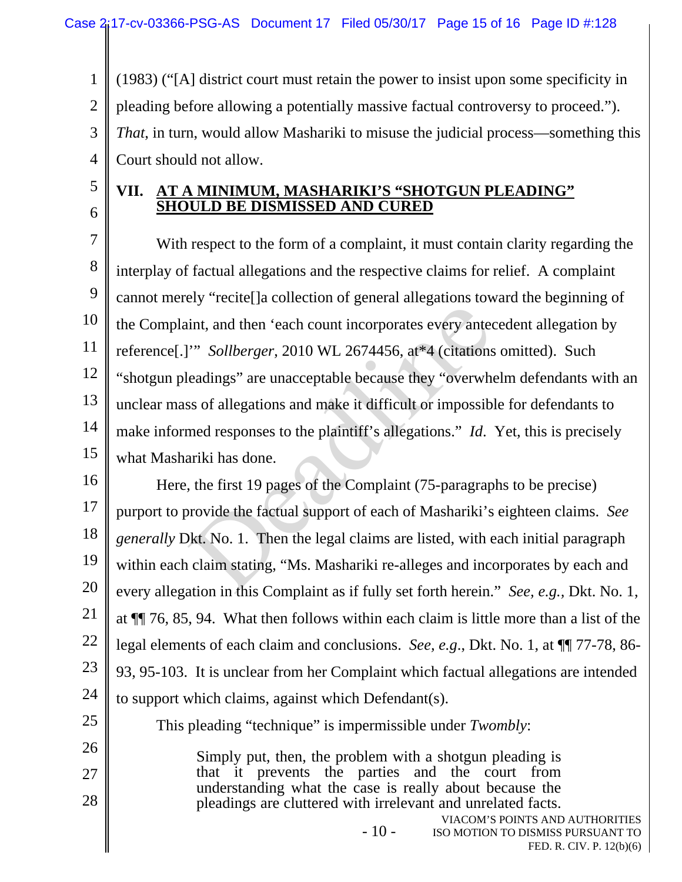(1983) ("[A] district court must retain the power to insist upon some specificity in pleading before allowing a potentially massive factual controversy to proceed."). *That*, in turn, would allow Mashariki to misuse the judicial process—something this Court should not allow.

## VII. AT A MINIMUM, MASHARIKI'S "SHOTGUN PLEADING" SHOULD BE DISMISSED AND CURED

With respect to the form of a complaint, it must contain clarity regarding the interplay of factual allegations and the respective claims for relief. A complaint cannot merely "recite[]a collection of general allegations toward the beginning of the Complaint, and then 'each count incorporates every antecedent allegation by reference[.]'" *Sollberger*, 2010 WL 2674456, at*4 (citations omitted). Such "shotgun pleadings" are unacceptable because they "overwhelm defendants with an unclear mass of allegations and make it difficult or impossible for defendants to make informed responses to the plaintiff's allegations." *Id*. Yet, this is precisely what Mashariki has done.

Here, the first 19 pages of the Complaint (75-paragraphs to be precise) purport to provide the factual support of each of Mashariki's eighteen claims. *See generally* Dkt. No. 1. Then the legal claims are listed, with each initial paragraph within each claim stating, "Ms. Mashariki re-alleges and incorporates by each and every allegation in this Complaint as if fully set forth herein." *See, e.g.,* Dkt. No. 1, at ¶¶ 76, 85, 94. What then follows within each claim is little more than a list of the legal elements of each claim and conclusions. *See, e.g.*, Dkt. No. 1, at ¶¶ 77-78, 86-93, 95-103. It is unclear from her Complaint which factual allegations are intended to support which claims, against which Defendant(s).

This pleading "technique" is impermissible under *Twombly*:

> Simply put, then, the problem with a shotgun pleading is that it prevents the parties and the court from understanding what the case is really about because the pleadings are cluttered with irrelevant and unrelated facts.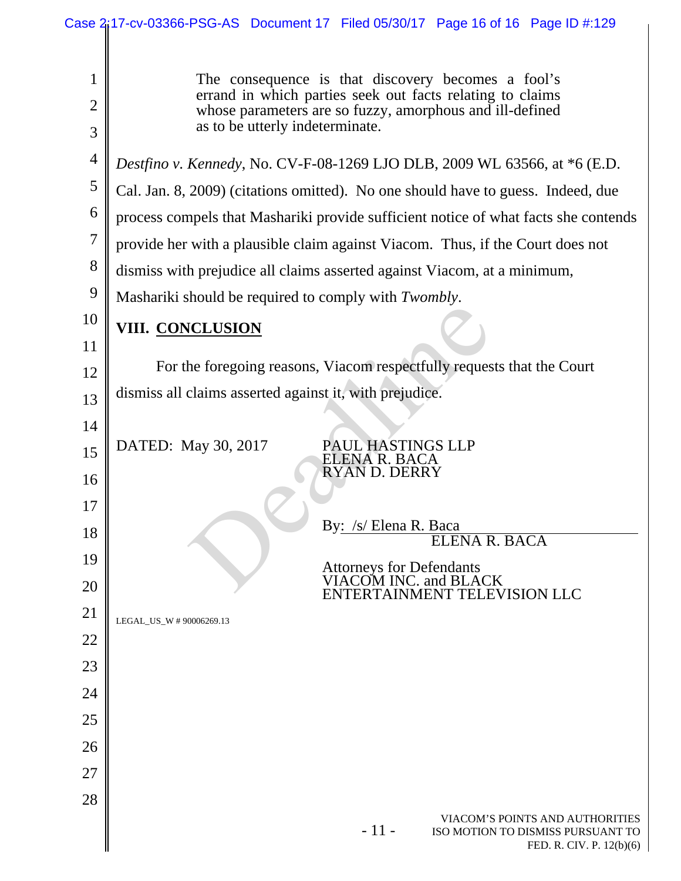> The consequence is that discovery becomes a fool's errand in which parties seek out facts relating to claims whose parameters are so fuzzy, amorphous and ill-defined as to be utterly indeterminate.

*Destfino v. Kennedy*, No. CV-F-08-1269 LJO DLB, 2009 WL 63566, at *6 (E.D. Cal. Jan. 8, 2009) (citations omitted). No one should have to guess. Indeed, due process compels that Mashariki provide sufficient notice of what facts she contends provide her with a plausible claim against Viacom. Thus, if the Court does not dismiss with prejudice all claims asserted against Viacom, at a minimum, Mashariki should be required to comply with *Twombly*.

## VIII. CONCLUSION

For the foregoing reasons, Viacom respectfully requests that the Court dismiss all claims asserted against it, with prejudice.

DATED: May 30, 2017

PAUL HASTINGS LLP
ELENA R. BACA
RYAN D. DERRY

By: /s/ Elena R. Baca
ELENA R. BACA

Attorneys for Defendants
VIACOM INC. and BLACK ENTERTAINMENT TELEVISION LLC

LEGAL_US_W # 90006269.13